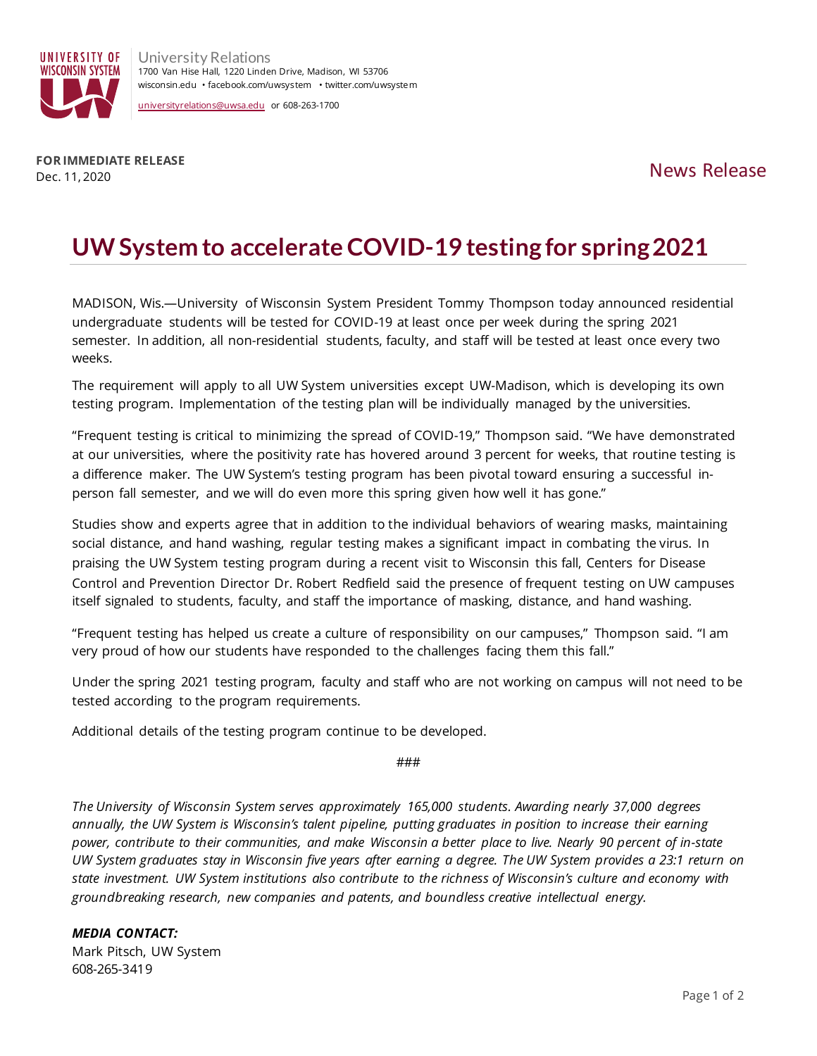University Relations
1700 Van Hise Hall, 1220 Linden Drive, Madison, WI 53706
wisconsin.edu • facebook.com/uwsystem • twitter.com/uwsystem

universityrelations@uwsa.edu or 608-263-1700

**FOR IMMEDIATE RELEASE**
Dec. 11, 2020

News Release

# UW System to accelerate COVID-19 testing for spring 2021

MADISON, Wis.—University of Wisconsin System President Tommy Thompson today announced residential undergraduate students will be tested for COVID-19 at least once per week during the spring 2021 semester. In addition, all non-residential students, faculty, and staff will be tested at least once every two weeks.

The requirement will apply to all UW System universities except UW-Madison, which is developing its own testing program. Implementation of the testing plan will be individually managed by the universities.

"Frequent testing is critical to minimizing the spread of COVID-19," Thompson said. "We have demonstrated at our universities, where the positivity rate has hovered around 3 percent for weeks, that routine testing is a difference maker. The UW System's testing program has been pivotal toward ensuring a successful in-person fall semester, and we will do even more this spring given how well it has gone."

Studies show and experts agree that in addition to the individual behaviors of wearing masks, maintaining social distance, and hand washing, regular testing makes a significant impact in combating the virus. In praising the UW System testing program during a recent visit to Wisconsin this fall, Centers for Disease Control and Prevention Director Dr. Robert Redfield said the presence of frequent testing on UW campuses itself signaled to students, faculty, and staff the importance of masking, distance, and hand washing.

"Frequent testing has helped us create a culture of responsibility on our campuses," Thompson said. "I am very proud of how our students have responded to the challenges facing them this fall."

Under the spring 2021 testing program, faculty and staff who are not working on campus will not need to be tested according to the program requirements.

Additional details of the testing program continue to be developed.

###

*The University of Wisconsin System serves approximately 165,000 students. Awarding nearly 37,000 degrees annually, the UW System is Wisconsin's talent pipeline, putting graduates in position to increase their earning power, contribute to their communities, and make Wisconsin a better place to live. Nearly 90 percent of in-state UW System graduates stay in Wisconsin five years after earning a degree. The UW System provides a 23:1 return on state investment. UW System institutions also contribute to the richness of Wisconsin's culture and economy with groundbreaking research, new companies and patents, and boundless creative intellectual energy.*

***MEDIA CONTACT:***
Mark Pitsch, UW System
608-265-3419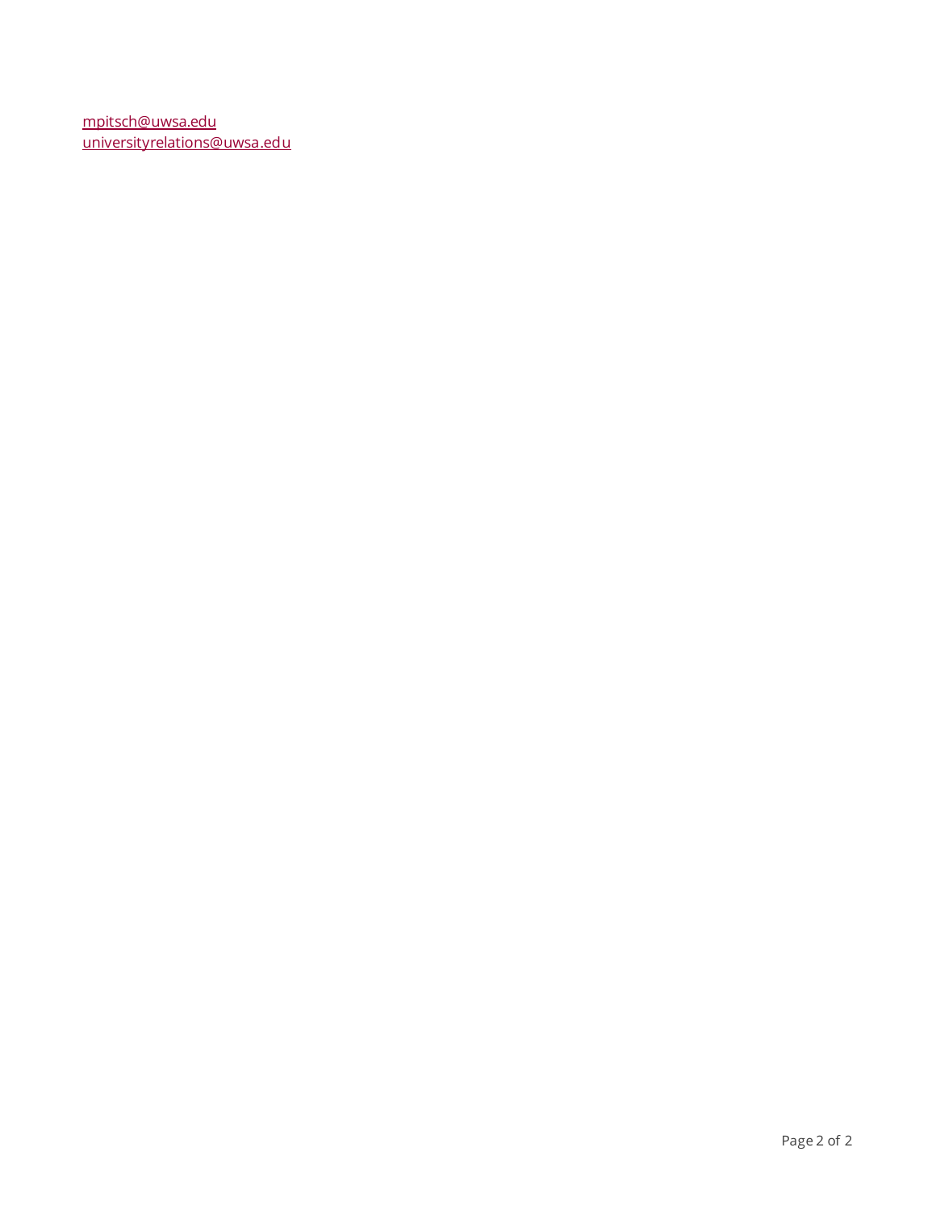mpitsch@uwsa.edu
universityrelations@uwsa.edu